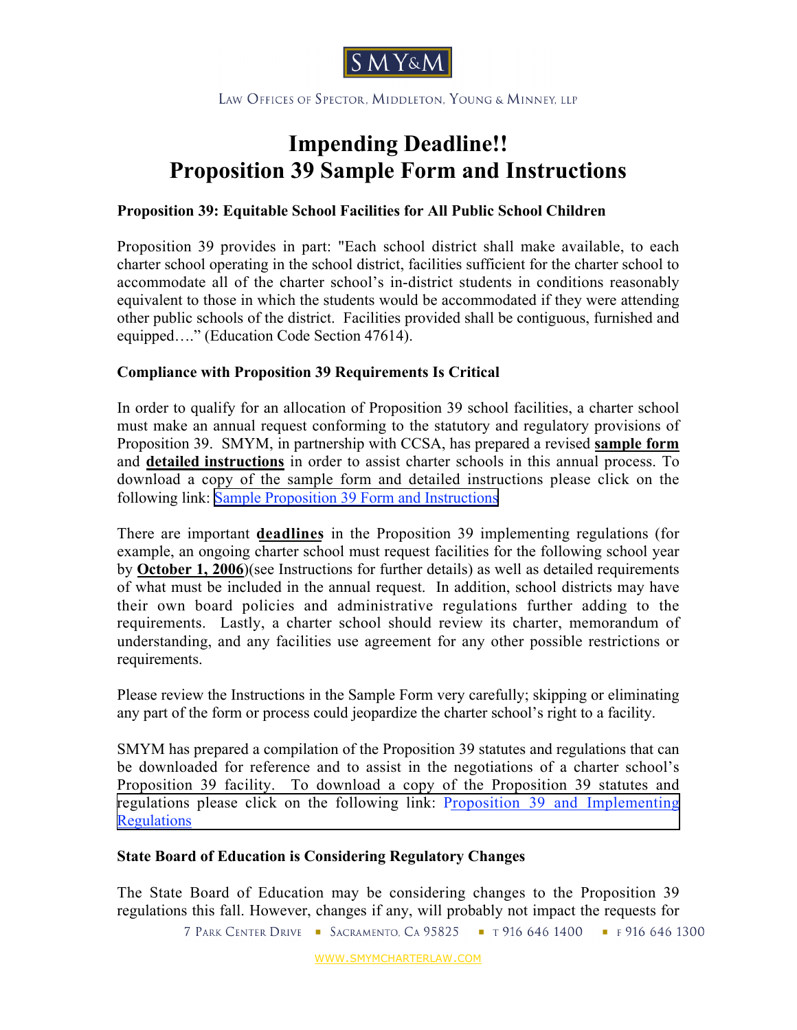SMY&M

Law Offices of Spector, Middleton, Young & Minney, LLP

# Impending Deadline!!
# Proposition 39 Sample Form and Instructions

### Proposition 39: Equitable School Facilities for All Public School Children

Proposition 39 provides in part: "Each school district shall make available, to each charter school operating in the school district, facilities sufficient for the charter school to accommodate all of the charter school's in-district students in conditions reasonably equivalent to those in which the students would be accommodated if they were attending other public schools of the district. Facilities provided shall be contiguous, furnished and equipped…." (Education Code Section 47614).

### Compliance with Proposition 39 Requirements Is Critical

In order to qualify for an allocation of Proposition 39 school facilities, a charter school must make an annual request conforming to the statutory and regulatory provisions of Proposition 39. SMYM, in partnership with CCSA, has prepared a revised **sample form** and **detailed instructions** in order to assist charter schools in this annual process. To download a copy of the sample form and detailed instructions please click on the following link: Sample Proposition 39 Form and Instructions

There are important **deadlines** in the Proposition 39 implementing regulations (for example, an ongoing charter school must request facilities for the following school year by **October 1, 2006**)(see Instructions for further details) as well as detailed requirements of what must be included in the annual request. In addition, school districts may have their own board policies and administrative regulations further adding to the requirements. Lastly, a charter school should review its charter, memorandum of understanding, and any facilities use agreement for any other possible restrictions or requirements.

Please review the Instructions in the Sample Form very carefully; skipping or eliminating any part of the form or process could jeopardize the charter school's right to a facility.

SMYM has prepared a compilation of the Proposition 39 statutes and regulations that can be downloaded for reference and to assist in the negotiations of a charter school's Proposition 39 facility. To download a copy of the Proposition 39 statutes and regulations please click on the following link: Proposition 39 and Implementing Regulations

### State Board of Education is Considering Regulatory Changes

The State Board of Education may be considering changes to the Proposition 39 regulations this fall. However, changes if any, will probably not impact the requests for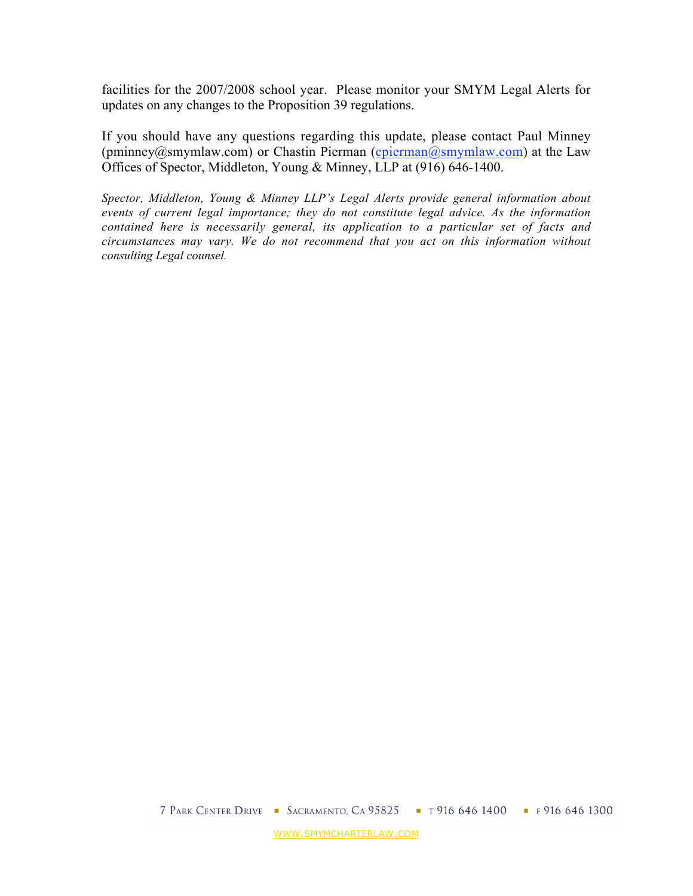facilities for the 2007/2008 school year. Please monitor your SMYM Legal Alerts for updates on any changes to the Proposition 39 regulations.

If you should have any questions regarding this update, please contact Paul Minney (pminney@smymlaw.com) or Chastin Pierman (cpierman@smymlaw.com) at the Law Offices of Spector, Middleton, Young & Minney, LLP at (916) 646-1400.

*Spector, Middleton, Young & Minney LLP's Legal Alerts provide general information about events of current legal importance; they do not constitute legal advice. As the information contained here is necessarily general, its application to a particular set of facts and circumstances may vary. We do not recommend that you act on this information without consulting Legal counsel.*